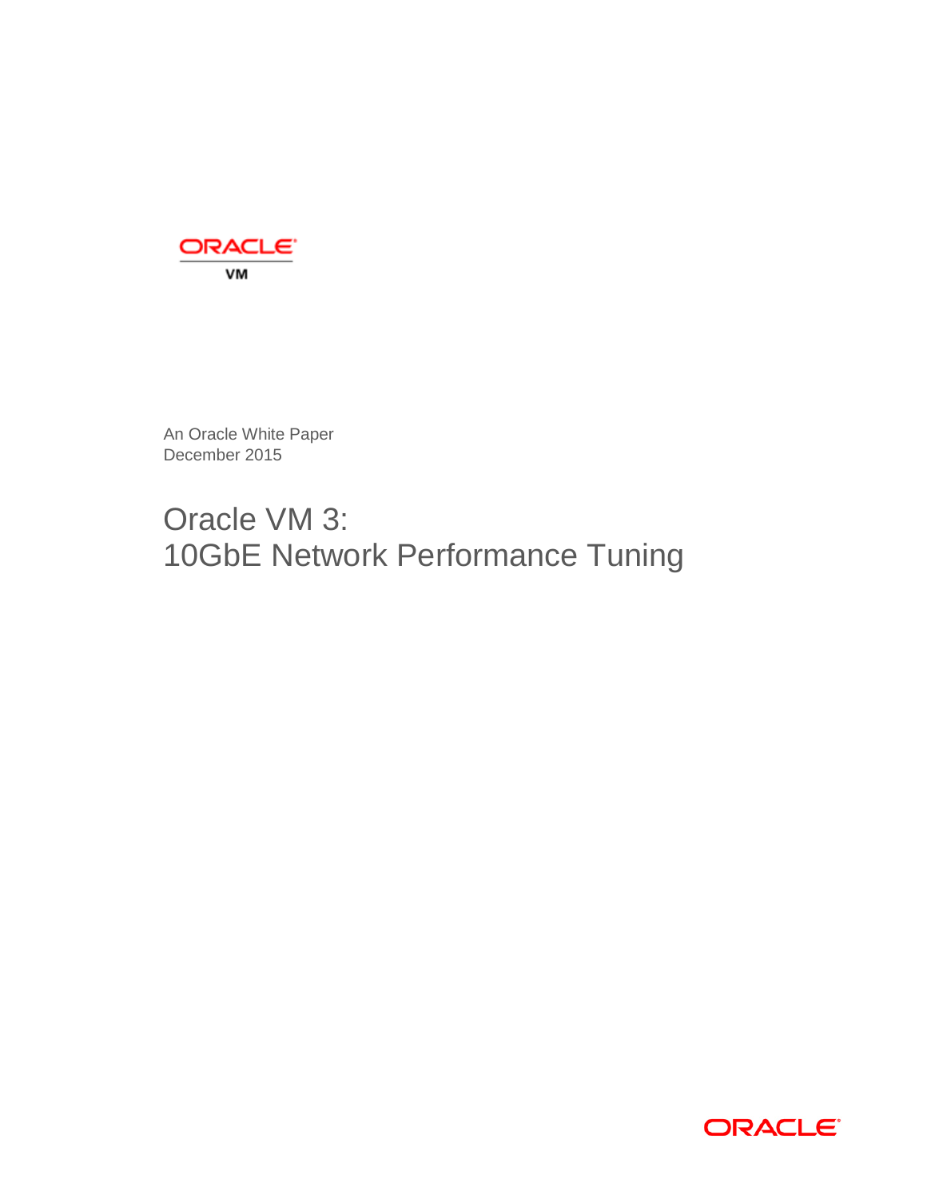ORACLE

VM

An Oracle White Paper
December 2015

# Oracle VM 3: 10GbE Network Performance Tuning

ORACLE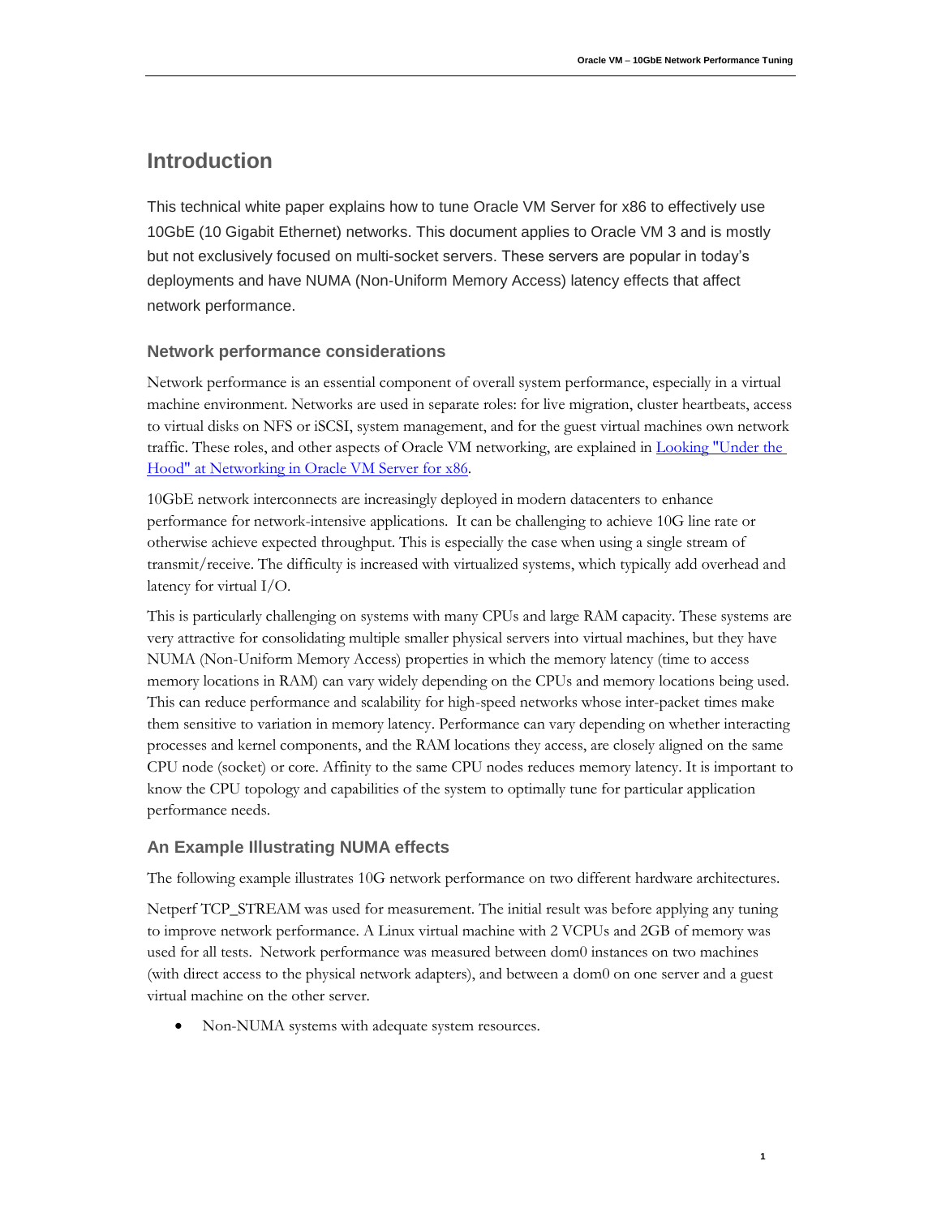# Introduction

This technical white paper explains how to tune Oracle VM Server for x86 to effectively use 10GbE (10 Gigabit Ethernet) networks. This document applies to Oracle VM 3 and is mostly but not exclusively focused on multi-socket servers. These servers are popular in today's deployments and have NUMA (Non-Uniform Memory Access) latency effects that affect network performance.

## Network performance considerations

Network performance is an essential component of overall system performance, especially in a virtual machine environment. Networks are used in separate roles: for live migration, cluster heartbeats, access to virtual disks on NFS or iSCSI, system management, and for the guest virtual machines own network traffic. These roles, and other aspects of Oracle VM networking, are explained in [Looking "Under the Hood" at Networking in Oracle VM Server for x86](#).

10GbE network interconnects are increasingly deployed in modern datacenters to enhance performance for network-intensive applications. It can be challenging to achieve 10G line rate or otherwise achieve expected throughput. This is especially the case when using a single stream of transmit/receive. The difficulty is increased with virtualized systems, which typically add overhead and latency for virtual I/O.

This is particularly challenging on systems with many CPUs and large RAM capacity. These systems are very attractive for consolidating multiple smaller physical servers into virtual machines, but they have NUMA (Non-Uniform Memory Access) properties in which the memory latency (time to access memory locations in RAM) can vary widely depending on the CPUs and memory locations being used. This can reduce performance and scalability for high-speed networks whose inter-packet times make them sensitive to variation in memory latency. Performance can vary depending on whether interacting processes and kernel components, and the RAM locations they access, are closely aligned on the same CPU node (socket) or core. Affinity to the same CPU nodes reduces memory latency. It is important to know the CPU topology and capabilities of the system to optimally tune for particular application performance needs.

## An Example Illustrating NUMA effects

The following example illustrates 10G network performance on two different hardware architectures.

Netperf TCP_STREAM was used for measurement. The initial result was before applying any tuning to improve network performance. A Linux virtual machine with 2 VCPUs and 2GB of memory was used for all tests. Network performance was measured between dom0 instances on two machines (with direct access to the physical network adapters), and between a dom0 on one server and a guest virtual machine on the other server.

- Non-NUMA systems with adequate system resources.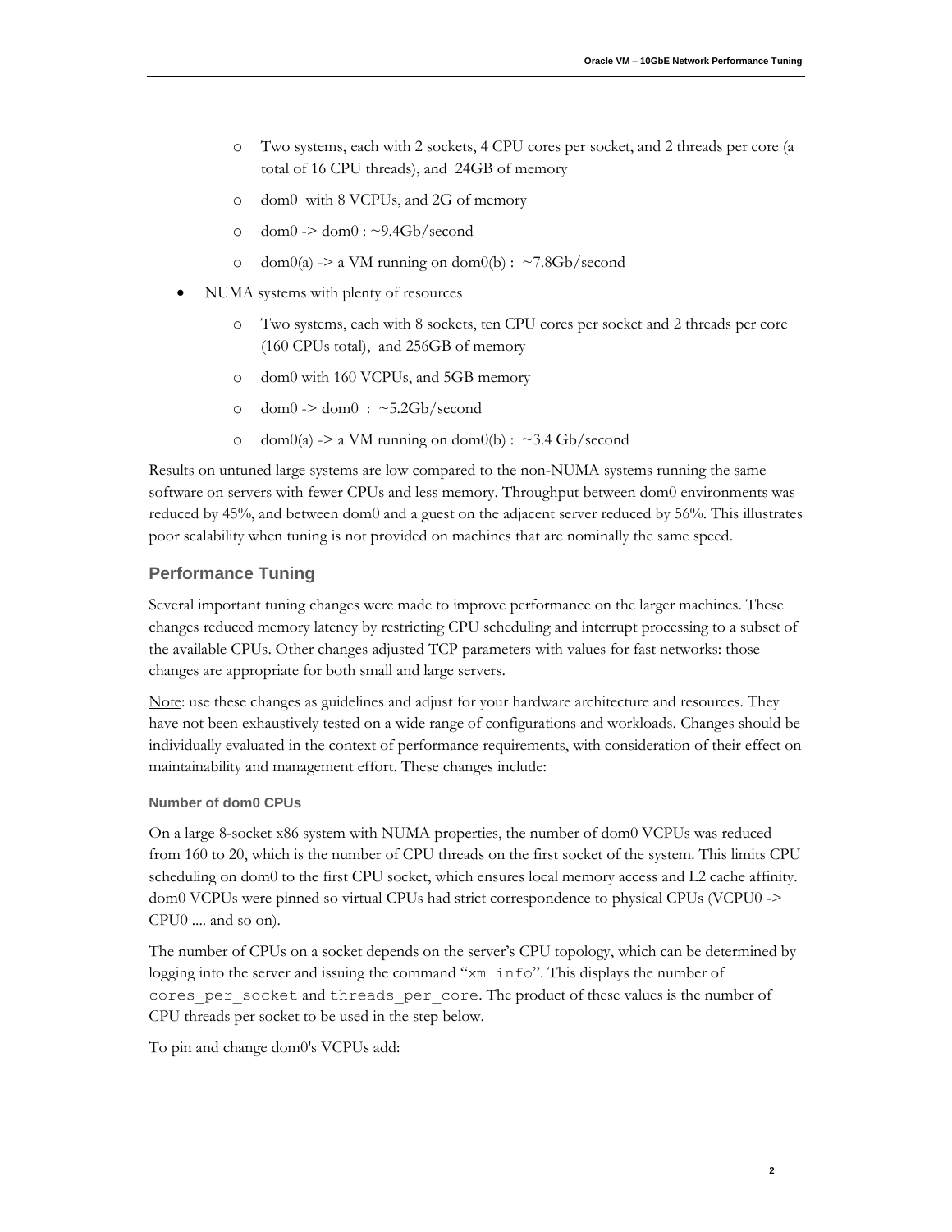- Two systems, each with 2 sockets, 4 CPU cores per socket, and 2 threads per core (a total of 16 CPU threads), and 24GB of memory
    - dom0 with 8 VCPUs, and 2G of memory
    - dom0 -> dom0 : ~9.4Gb/second
    - dom0(a) -> a VM running on dom0(b) : ~7.8Gb/second
- NUMA systems with plenty of resources
    - Two systems, each with 8 sockets, ten CPU cores per socket and 2 threads per core (160 CPUs total), and 256GB of memory
    - dom0 with 160 VCPUs, and 5GB memory
    - dom0 -> dom0 : ~5.2Gb/second
    - dom0(a) -> a VM running on dom0(b) : ~3.4 Gb/second

Results on untuned large systems are low compared to the non-NUMA systems running the same software on servers with fewer CPUs and less memory. Throughput between dom0 environments was reduced by 45%, and between dom0 and a guest on the adjacent server reduced by 56%. This illustrates poor scalability when tuning is not provided on machines that are nominally the same speed.

## Performance Tuning

Several important tuning changes were made to improve performance on the larger machines. These changes reduced memory latency by restricting CPU scheduling and interrupt processing to a subset of the available CPUs. Other changes adjusted TCP parameters with values for fast networks: those changes are appropriate for both small and large servers.

<u>Note</u>: use these changes as guidelines and adjust for your hardware architecture and resources. They have not been exhaustively tested on a wide range of configurations and workloads. Changes should be individually evaluated in the context of performance requirements, with consideration of their effect on maintainability and management effort. These changes include:

### Number of dom0 CPUs

On a large 8-socket x86 system with NUMA properties, the number of dom0 VCPUs was reduced from 160 to 20, which is the number of CPU threads on the first socket of the system. This limits CPU scheduling on dom0 to the first CPU socket, which ensures local memory access and L2 cache affinity. dom0 VCPUs were pinned so virtual CPUs had strict correspondence to physical CPUs (VCPU0 -> CPU0 .... and so on).

The number of CPUs on a socket depends on the server's CPU topology, which can be determined by logging into the server and issuing the command "`xm info`". This displays the number of `cores_per_socket` and `threads_per_core`. The product of these values is the number of CPU threads per socket to be used in the step below.

To pin and change dom0's VCPUs add: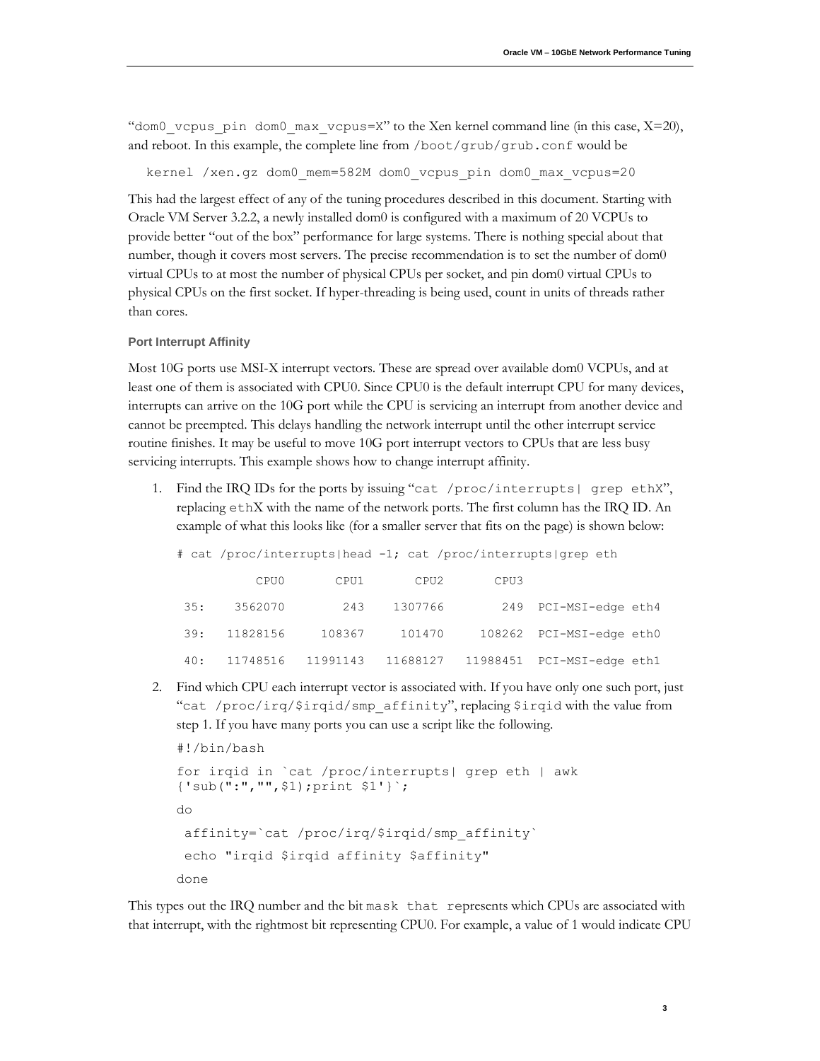"dom0_vcpus_pin dom0_max_vcpus=X" to the Xen kernel command line (in this case, X=20), and reboot. In this example, the complete line from /boot/grub/grub.conf would be

```
kernel /xen.gz dom0_mem=582M dom0_vcpus_pin dom0_max_vcpus=20
```

This had the largest effect of any of the tuning procedures described in this document. Starting with Oracle VM Server 3.2.2, a newly installed dom0 is configured with a maximum of 20 VCPUs to provide better "out of the box" performance for large systems. There is nothing special about that number, though it covers most servers. The precise recommendation is to set the number of dom0 virtual CPUs to at most the number of physical CPUs per socket, and pin dom0 virtual CPUs to physical CPUs on the first socket. If hyper-threading is being used, count in units of threads rather than cores.

### Port Interrupt Affinity

Most 10G ports use MSI-X interrupt vectors. These are spread over available dom0 VCPUs, and at least one of them is associated with CPU0. Since CPU0 is the default interrupt CPU for many devices, interrupts can arrive on the 10G port while the CPU is servicing an interrupt from another device and cannot be preempted. This delays handling the network interrupt until the other interrupt service routine finishes. It may be useful to move 10G port interrupt vectors to CPUs that are less busy servicing interrupts. This example shows how to change interrupt affinity.

1. Find the IRQ IDs for the ports by issuing "cat /proc/interrupts| grep ethX", replacing ethX with the name of the network ports. The first column has the IRQ ID. An example of what this looks like (for a smaller server that fits on the page) is shown below:

```
# cat /proc/interrupts|head -1; cat /proc/interrupts|grep eth
           CPU0       CPU1       CPU2       CPU3
 35:    3562070        243    1307766        249  PCI-MSI-edge eth4
 39:   11828156     108367     101470     108262  PCI-MSI-edge eth0
 40:   11748516   11991143   11688127   11988451  PCI-MSI-edge eth1
```

2. Find which CPU each interrupt vector is associated with. If you have only one such port, just "cat /proc/irq/$irqid/smp_affinity", replacing $irqid with the value from step 1. If you have many ports you can use a script like the following.

```
#!/bin/bash
for irqid in `cat /proc/interrupts| grep eth | awk
{'sub(":","",$1);print $1'}`;
do
 affinity=`cat /proc/irq/$irqid/smp_affinity`
 echo "irqid $irqid affinity $affinity"
done
```

This types out the IRQ number and the bit mask that represents which CPUs are associated with that interrupt, with the rightmost bit representing CPU0. For example, a value of 1 would indicate CPU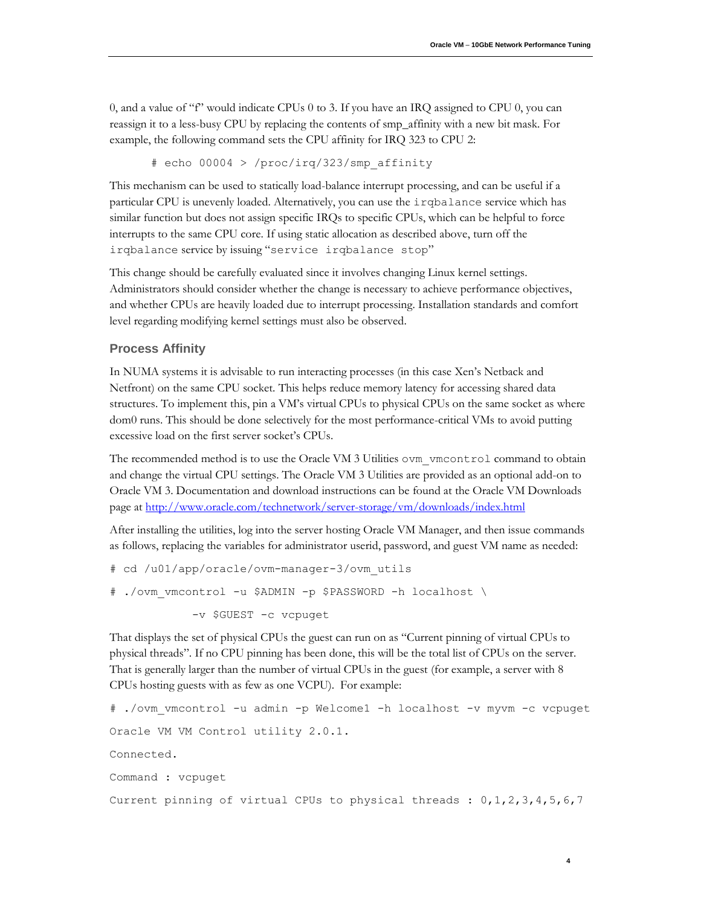0, and a value of "f" would indicate CPUs 0 to 3. If you have an IRQ assigned to CPU 0, you can reassign it to a less-busy CPU by replacing the contents of smp_affinity with a new bit mask. For example, the following command sets the CPU affinity for IRQ 323 to CPU 2:

```
# echo 00004 > /proc/irq/323/smp_affinity
```

This mechanism can be used to statically load-balance interrupt processing, and can be useful if a particular CPU is unevenly loaded. Alternatively, you can use the `irqbalance` service which has similar function but does not assign specific IRQs to specific CPUs, which can be helpful to force interrupts to the same CPU core. If using static allocation as described above, turn off the `irqbalance` service by issuing "`service irqbalance stop`"

This change should be carefully evaluated since it involves changing Linux kernel settings. Administrators should consider whether the change is necessary to achieve performance objectives, and whether CPUs are heavily loaded due to interrupt processing. Installation standards and comfort level regarding modifying kernel settings must also be observed.

### Process Affinity

In NUMA systems it is advisable to run interacting processes (in this case Xen's Netback and Netfront) on the same CPU socket. This helps reduce memory latency for accessing shared data structures. To implement this, pin a VM's virtual CPUs to physical CPUs on the same socket as where dom0 runs. This should be done selectively for the most performance-critical VMs to avoid putting excessive load on the first server socket's CPUs.

The recommended method is to use the Oracle VM 3 Utilities `ovm_vmcontrol` command to obtain and change the virtual CPU settings. The Oracle VM 3 Utilities are provided as an optional add-on to Oracle VM 3. Documentation and download instructions can be found at the Oracle VM Downloads page at http://www.oracle.com/technetwork/server-storage/vm/downloads/index.html

After installing the utilities, log into the server hosting Oracle VM Manager, and then issue commands as follows, replacing the variables for administrator userid, password, and guest VM name as needed:

```
# cd /u01/app/oracle/ovm-manager-3/ovm_utils

# ./ovm_vmcontrol -u $ADMIN -p $PASSWORD -h localhost \

            -v $GUEST -c vcpuget
```

That displays the set of physical CPUs the guest can run on as "Current pinning of virtual CPUs to physical threads". If no CPU pinning has been done, this will be the total list of CPUs on the server. That is generally larger than the number of virtual CPUs in the guest (for example, a server with 8 CPUs hosting guests with as few as one VCPU). For example:

```
# ./ovm_vmcontrol -u admin -p Welcome1 -h localhost -v myvm -c vcpuget

Oracle VM VM Control utility 2.0.1.

Connected.

Command : vcpuget

Current pinning of virtual CPUs to physical threads : 0,1,2,3,4,5,6,7
```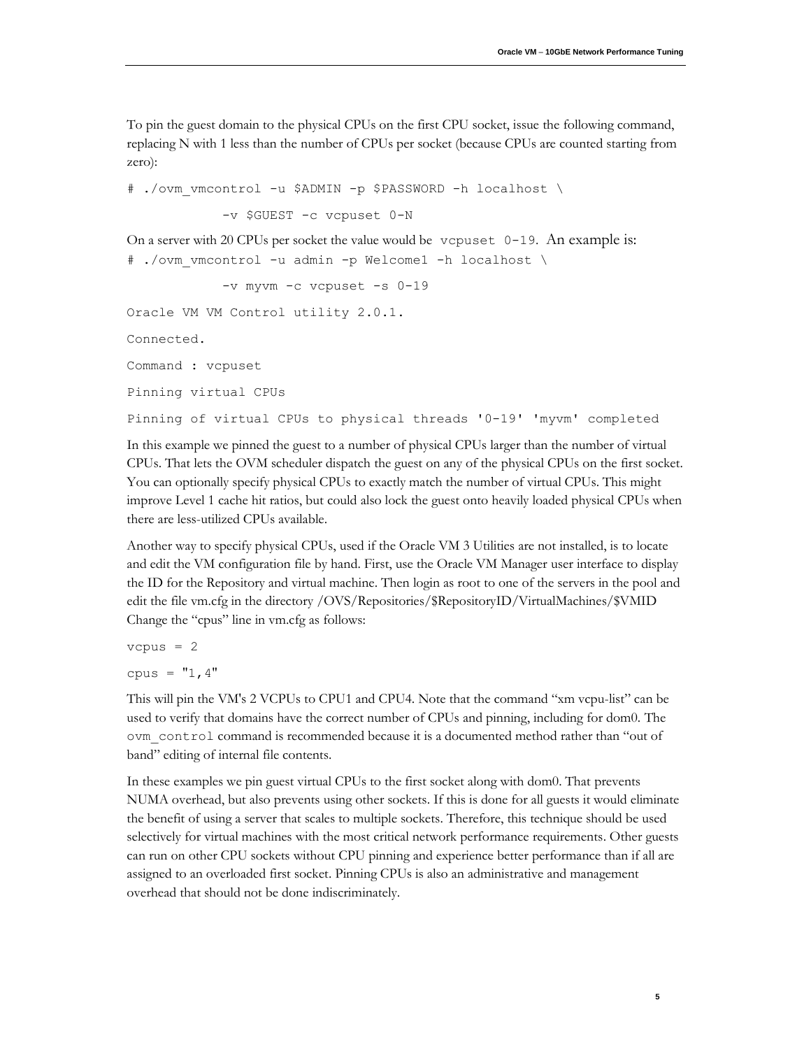To pin the guest domain to the physical CPUs on the first CPU socket, issue the following command, replacing N with 1 less than the number of CPUs per socket (because CPUs are counted starting from zero):

```
# ./ovm_vmcontrol -u $ADMIN -p $PASSWORD -h localhost \
            -v $GUEST -c vcpuset 0-N
```

On a server with 20 CPUs per socket the value would be `vcpuset 0-19`. An example is:

```
# ./ovm_vmcontrol -u admin -p Welcome1 -h localhost \
            -v myvm -c vcpuset -s 0-19
Oracle VM VM Control utility 2.0.1.
Connected.
Command : vcpuset
Pinning virtual CPUs
Pinning of virtual CPUs to physical threads '0-19' 'myvm' completed
```

In this example we pinned the guest to a number of physical CPUs larger than the number of virtual CPUs. That lets the OVM scheduler dispatch the guest on any of the physical CPUs on the first socket. You can optionally specify physical CPUs to exactly match the number of virtual CPUs. This might improve Level 1 cache hit ratios, but could also lock the guest onto heavily loaded physical CPUs when there are less-utilized CPUs available.

Another way to specify physical CPUs, used if the Oracle VM 3 Utilities are not installed, is to locate and edit the VM configuration file by hand. First, use the Oracle VM Manager user interface to display the ID for the Repository and virtual machine. Then login as root to one of the servers in the pool and edit the file vm.cfg in the directory /OVS/Repositories/$RepositoryID/VirtualMachines/$VMID Change the "cpus" line in vm.cfg as follows:

```
vcpus = 2
cpus = "1,4"
```

This will pin the VM's 2 VCPUs to CPU1 and CPU4. Note that the command "xm vcpu-list" can be used to verify that domains have the correct number of CPUs and pinning, including for dom0. The `ovm_control` command is recommended because it is a documented method rather than "out of band" editing of internal file contents.

In these examples we pin guest virtual CPUs to the first socket along with dom0. That prevents NUMA overhead, but also prevents using other sockets. If this is done for all guests it would eliminate the benefit of using a server that scales to multiple sockets. Therefore, this technique should be used selectively for virtual machines with the most critical network performance requirements. Other guests can run on other CPU sockets without CPU pinning and experience better performance than if all are assigned to an overloaded first socket. Pinning CPUs is also an administrative and management overhead that should not be done indiscriminately.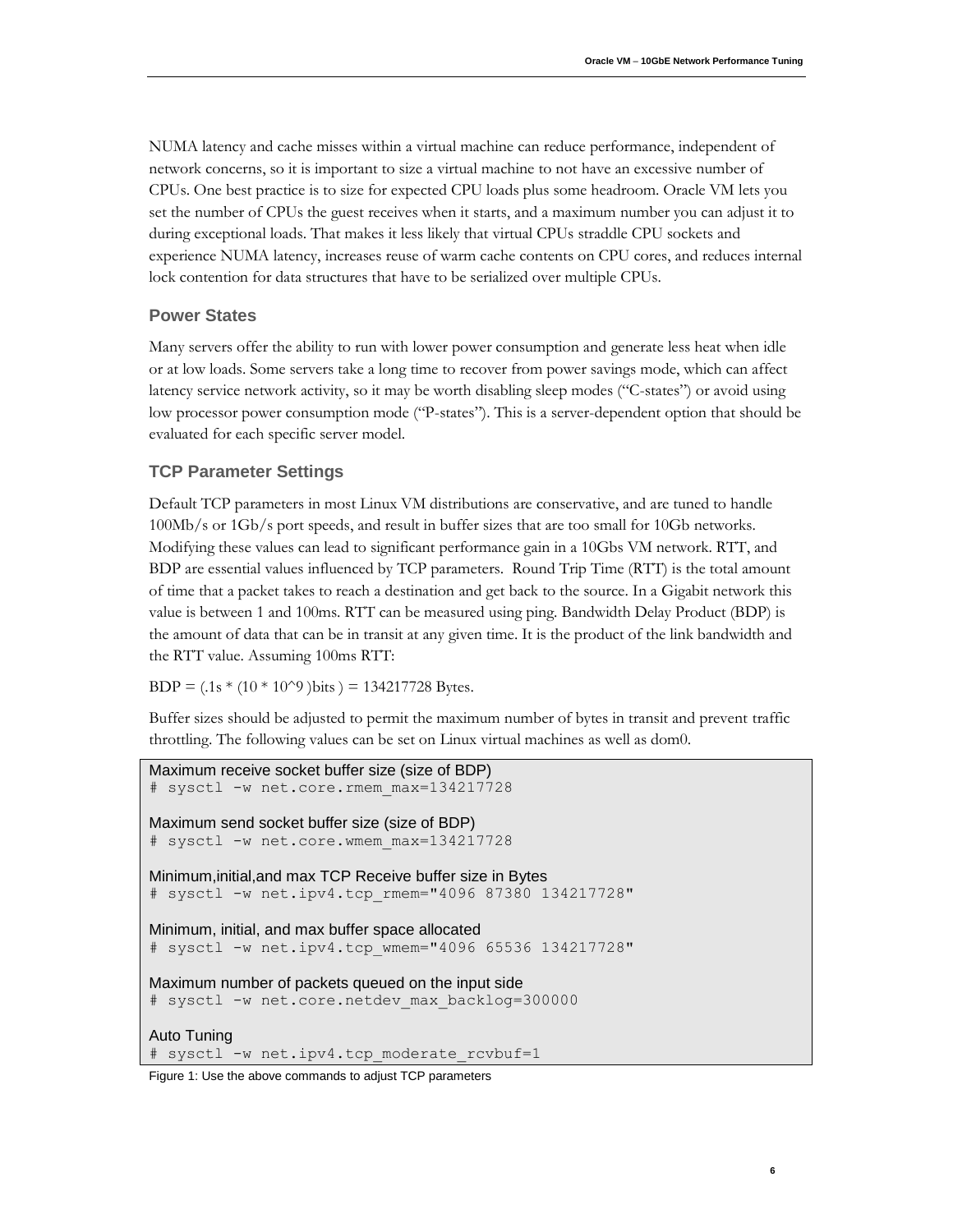NUMA latency and cache misses within a virtual machine can reduce performance, independent of network concerns, so it is important to size a virtual machine to not have an excessive number of CPUs. One best practice is to size for expected CPU loads plus some headroom. Oracle VM lets you set the number of CPUs the guest receives when it starts, and a maximum number you can adjust it to during exceptional loads. That makes it less likely that virtual CPUs straddle CPU sockets and experience NUMA latency, increases reuse of warm cache contents on CPU cores, and reduces internal lock contention for data structures that have to be serialized over multiple CPUs.

### Power States

Many servers offer the ability to run with lower power consumption and generate less heat when idle or at low loads. Some servers take a long time to recover from power savings mode, which can affect latency service network activity, so it may be worth disabling sleep modes ("C-states") or avoid using low processor power consumption mode ("P-states"). This is a server-dependent option that should be evaluated for each specific server model.

### TCP Parameter Settings

Default TCP parameters in most Linux VM distributions are conservative, and are tuned to handle 100Mb/s or 1Gb/s port speeds, and result in buffer sizes that are too small for 10Gb networks. Modifying these values can lead to significant performance gain in a 10Gbs VM network. RTT, and BDP are essential values influenced by TCP parameters. Round Trip Time (RTT) is the total amount of time that a packet takes to reach a destination and get back to the source. In a Gigabit network this value is between 1 and 100ms. RTT can be measured using ping. Bandwidth Delay Product (BDP) is the amount of data that can be in transit at any given time. It is the product of the link bandwidth and the RTT value. Assuming 100ms RTT:

BDP = (.1s * (10 * 10^9 )bits ) = 134217728 Bytes.

Buffer sizes should be adjusted to permit the maximum number of bytes in transit and prevent traffic throttling. The following values can be set on Linux virtual machines as well as dom0.

```
Maximum receive socket buffer size (size of BDP)
# sysctl -w net.core.rmem_max=134217728

Maximum send socket buffer size (size of BDP)
# sysctl -w net.core.wmem_max=134217728

Minimum,initial,and max TCP Receive buffer size in Bytes
# sysctl -w net.ipv4.tcp_rmem="4096 87380 134217728"

Minimum, initial, and max buffer space allocated
# sysctl -w net.ipv4.tcp_wmem="4096 65536 134217728"

Maximum number of packets queued on the input side
# sysctl -w net.core.netdev_max_backlog=300000

Auto Tuning
# sysctl -w net.ipv4.tcp_moderate_rcvbuf=1
```

Figure 1: Use the above commands to adjust TCP parameters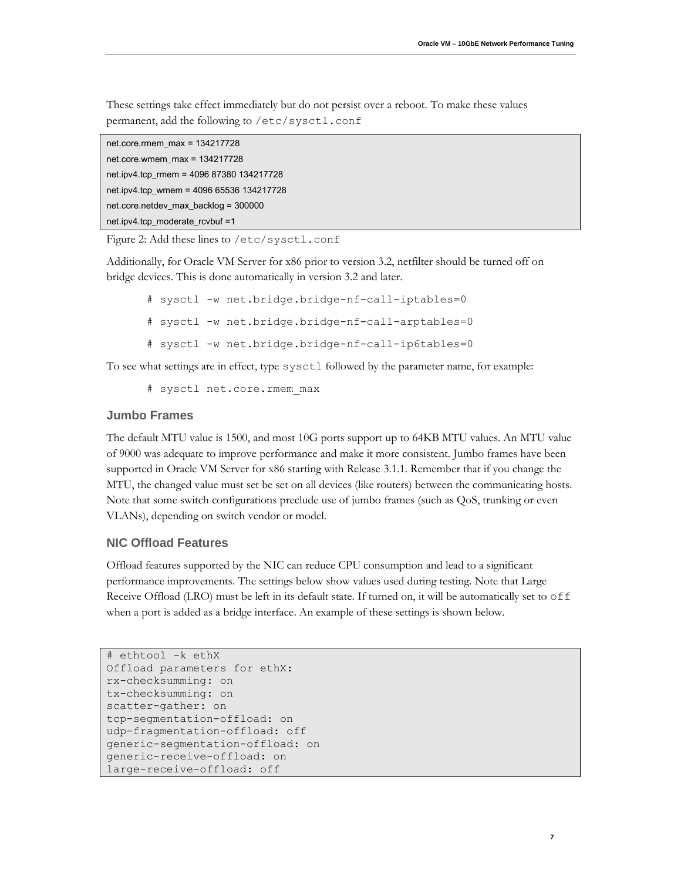These settings take effect immediately but do not persist over a reboot. To make these values permanent, add the following to `/etc/sysctl.conf`

```
net.core.rmem_max = 134217728
net.core.wmem_max = 134217728
net.ipv4.tcp_rmem = 4096 87380 134217728
net.ipv4.tcp_wmem = 4096 65536 134217728
net.core.netdev_max_backlog = 300000
net.ipv4.tcp_moderate_rcvbuf =1
```

Figure 2: Add these lines to `/etc/sysctl.conf`

Additionally, for Oracle VM Server for x86 prior to version 3.2, netfilter should be turned off on bridge devices. This is done automatically in version 3.2 and later.

```
# sysctl -w net.bridge.bridge-nf-call-iptables=0
# sysctl -w net.bridge.bridge-nf-call-arptables=0
# sysctl -w net.bridge.bridge-nf-call-ip6tables=0
```

To see what settings are in effect, type `sysctl` followed by the parameter name, for example:

```
# sysctl net.core.rmem_max
```

### Jumbo Frames

The default MTU value is 1500, and most 10G ports support up to 64KB MTU values. An MTU value of 9000 was adequate to improve performance and make it more consistent. Jumbo frames have been supported in Oracle VM Server for x86 starting with Release 3.1.1. Remember that if you change the MTU, the changed value must set be set on all devices (like routers) between the communicating hosts. Note that some switch configurations preclude use of jumbo frames (such as QoS, trunking or even VLANs), depending on switch vendor or model.

### NIC Offload Features

Offload features supported by the NIC can reduce CPU consumption and lead to a significant performance improvements. The settings below show values used during testing. Note that Large Receive Offload (LRO) must be left in its default state. If turned on, it will be automatically set to `off` when a port is added as a bridge interface. An example of these settings is shown below.

```
# ethtool -k ethX
Offload parameters for ethX:
rx-checksumming: on
tx-checksumming: on
scatter-gather: on
tcp-segmentation-offload: on
udp-fragmentation-offload: off
generic-segmentation-offload: on
generic-receive-offload: on
large-receive-offload: off
```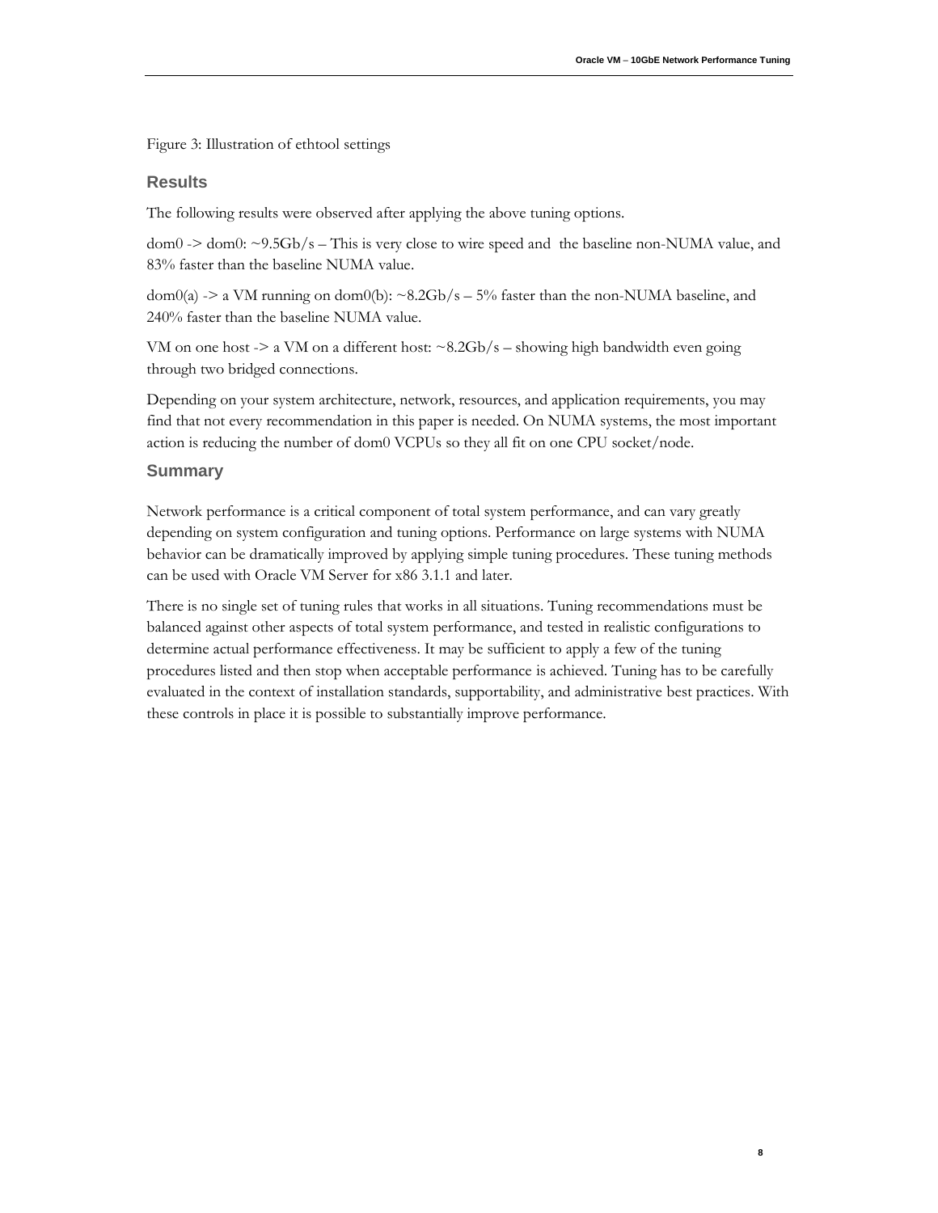Figure 3: Illustration of ethtool settings

## Results

The following results were observed after applying the above tuning options.

dom0 -> dom0: ~9.5Gb/s – This is very close to wire speed and  the baseline non-NUMA value, and 83% faster than the baseline NUMA value.

dom0(a) -> a VM running on dom0(b): ~8.2Gb/s – 5% faster than the non-NUMA baseline, and 240% faster than the baseline NUMA value.

VM on one host -> a VM on a different host: ~8.2Gb/s – showing high bandwidth even going through two bridged connections.

Depending on your system architecture, network, resources, and application requirements, you may find that not every recommendation in this paper is needed. On NUMA systems, the most important action is reducing the number of dom0 VCPUs so they all fit on one CPU socket/node.

## Summary

Network performance is a critical component of total system performance, and can vary greatly depending on system configuration and tuning options. Performance on large systems with NUMA behavior can be dramatically improved by applying simple tuning procedures. These tuning methods can be used with Oracle VM Server for x86 3.1.1 and later.

There is no single set of tuning rules that works in all situations. Tuning recommendations must be balanced against other aspects of total system performance, and tested in realistic configurations to determine actual performance effectiveness. It may be sufficient to apply a few of the tuning procedures listed and then stop when acceptable performance is achieved. Tuning has to be carefully evaluated in the context of installation standards, supportability, and administrative best practices. With these controls in place it is possible to substantially improve performance.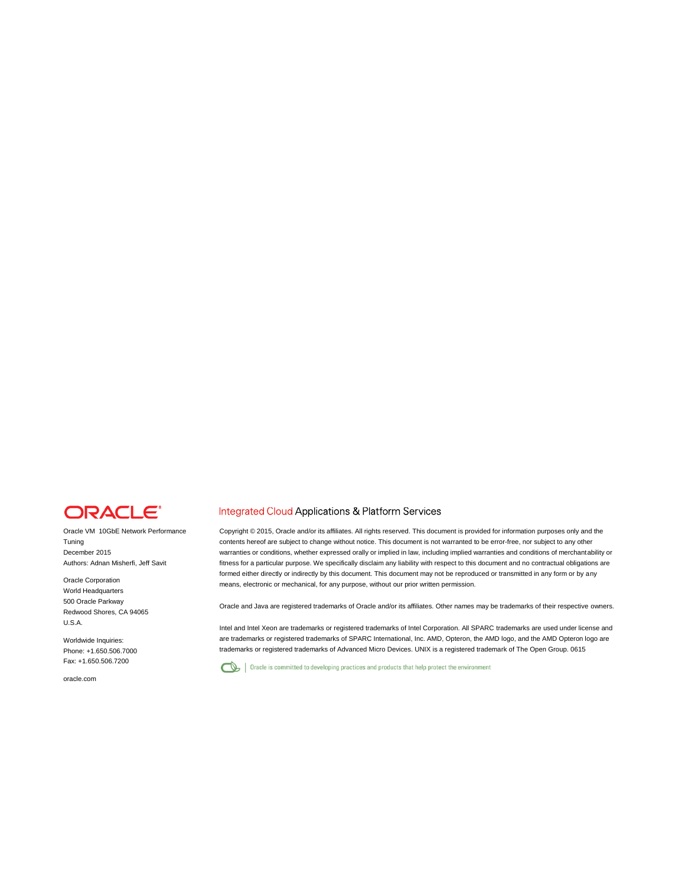ORACLE

Oracle VM 10GbE Network Performance Tuning
December 2015
Authors: Adnan Misherfi, Jeff Savit

Oracle Corporation
World Headquarters
500 Oracle Parkway
Redwood Shores, CA 94065
U.S.A.

Worldwide Inquiries:
Phone: +1.650.506.7000
Fax: +1.650.506.7200

oracle.com

Integrated Cloud Applications & Platform Services

Copyright © 2015, Oracle and/or its affiliates. All rights reserved. This document is provided for information purposes only and the contents hereof are subject to change without notice. This document is not warranted to be error-free, nor subject to any other warranties or conditions, whether expressed orally or implied in law, including implied warranties and conditions of merchantability or fitness for a particular purpose. We specifically disclaim any liability with respect to this document and no contractual obligations are formed either directly or indirectly by this document. This document may not be reproduced or transmitted in any form or by any means, electronic or mechanical, for any purpose, without our prior written permission.

Oracle and Java are registered trademarks of Oracle and/or its affiliates. Other names may be trademarks of their respective owners.

Intel and Intel Xeon are trademarks or registered trademarks of Intel Corporation. All SPARC trademarks are used under license and are trademarks or registered trademarks of SPARC International, Inc. AMD, Opteron, the AMD logo, and the AMD Opteron logo are trademarks or registered trademarks of Advanced Micro Devices. UNIX is a registered trademark of The Open Group. 0615

Oracle is committed to developing practices and products that help protect the environment